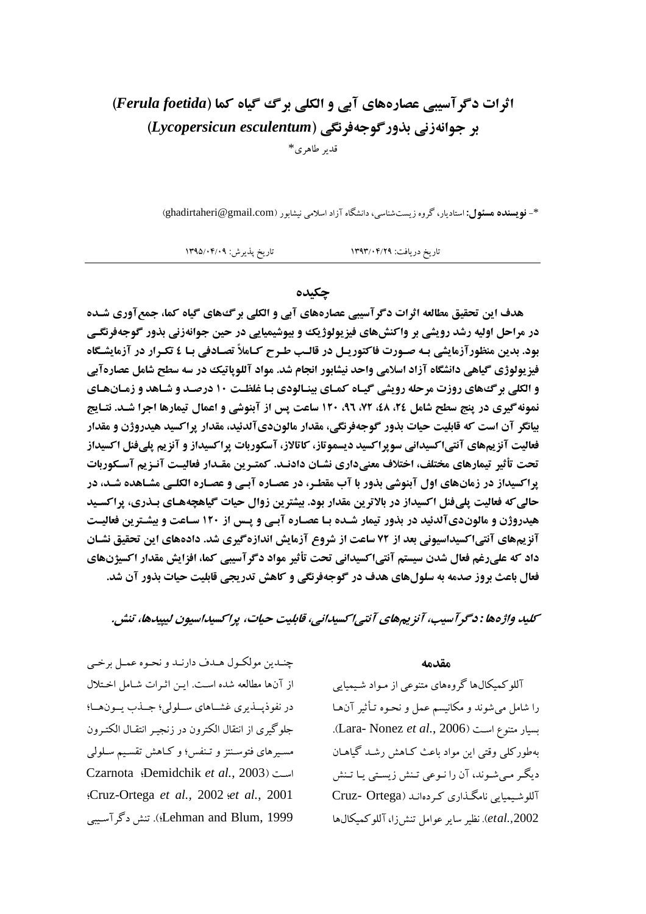# اثرات دگرآسیبی عصاره‌های آبی و الکلی برگ گیاه کما (*Ferula foetida*) بر جوانه‌زنی بذور گوجه‌فرنگی (*Lycopersicun esculentum*)

قدیر طاهری*

*- **نویسنده مسئول:** استادیار، گروه زیست‌شناسی، دانشگاه آزاد اسلامی نیشابور (ghadirtaheri@gmail.com)

تاریخ دریافت: ۱۳۹۳/۰۴/۲۹ تاریخ پذیرش: ۱۳۹۵/۰۴/۰۹

## چکیده

**هدف این تحقیق مطالعه اثرات دگرآسیبی عصاره‌های آبی و الکلی برگ‌های گیاه کما، جمع‌آوری شده در مراحل اولیه رشد رویشی بر واکنش‌های فیزیولوژیک و بیوشیمیایی در حین جوانه‌زنی بذور گوجه‌فرنگی بود. بدین منظور آزمایشی به صورت فاکتوریل در قالب طرح کاملاً تصادفی با ۴ تکرار در آزمایشگاه فیزیولوژی گیاهی دانشگاه آزاد اسلامی واحد نیشابور انجام شد. مواد آللوپاتیک در سه سطح شامل عصاره آبی و الکلی برگ‌های روزت مرحله رویشی گیاه کمای بینالودی با غلظت ۱۰ درصد و شاهد و زمان‌های نمونه‌گیری در پنج سطح شامل ۲۴، ۴۸، ۷۲، ۹۶، ۱۲۰ ساعت پس از آبنوشی و اعمال تیمارها اجرا شد. نتایج بیانگر آن است که قابلیت حیات بذور گوجه‌فرنگی، مقدار مالون‌دی‌آلدئید، مقدار پراکسید هیدروژن و مقدار فعالیت آنزیم‌های آنتی‌اکسیدانی سوپراکسید دیسموتاز، کاتالاز، آسکوربات پراکسیداز و آنزیم پلی‌فنل اکسیداز تحت تأثیر تیمارهای مختلف، اختلاف معنی‌داری نشان دادند. کمترین مقدار فعالیت آنزیم آسکوربات پراکسیداز در زمان‌های اول آبنوشی بذور با آب مقطر، در عصاره آبی و عصاره الکلی مشاهده شد، در حالی‌که فعالیت پلی‌فنل اکسیداز در بالاترین مقدار بود. بیشترین زوال حیات گیاهچه‌های بذری، پراکسید هیدروژن و مالون‌دی‌آلدئید در بذور تیمار شده با عصاره آبی و پس از ۱۲۰ ساعت و بیشترین فعالیت آنزیم‌های آنتی‌اکسیداسیونی بعد از ۷۲ ساعت از شروع آزمایش اندازه‌گیری شد. داده‌های این تحقیق نشان داد که علی‌رغم فعال شدن سیستم آنتی‌اکسیدانی تحت تأثیر مواد دگرآسیبی کما، افزایش مقدار اکسیژن‌های فعال باعث بروز صدمه به سلول‌های هدف در گوجه‌فرنگی و کاهش تدریجی قابلیت حیات بذور آن شد.**

***کلید واژه‌ها: دگرآسیب، آنزیم‌های آنتی‌اکسیدانی، قابلیت حیات، پراکسیداسیون لیپیدها، تنش.***

## مقدمه

آللوکمیکال‌ها گروه‌های متنوعی از مواد شیمیایی را شامل می‌شوند و مکانیسم عمل و نحوه تأثیر آنها بسیار متنوع است (Lara- Nonez *et al.*, 2006). به‌طورکلی وقتی این مواد باعث کاهش رشد گیاهان دیگر می‌شوند، آن را نوعی تنش زیستی یا تنش آللوشیمیایی نامگذاری کرده‌اند (Cruz- Ortega *etal.*,2002). نظیر سایر عوامل تنش‌زا، آللوکمیکال‌ها چندین مولکول هدف دارند و نحوه عمل برخی از آنها مطالعه شده است. این اثرات شامل اختلال در نفوذپذیری غشاهای سلولی؛ جذب یون‌ها؛ جلوگیری از انتقال الکترون در زنجیر انتقال الکترون مسیرهای فتوسنتز و تنفس؛ و کاهش تقسیم سلولی است (Demidchik *et al.*, 2003؛ Czarnota *et al.*, 2001؛ Cruz-Ortega *et al.*, 2002؛ Lehman and Blum, 1999). تنش دگرآسیبی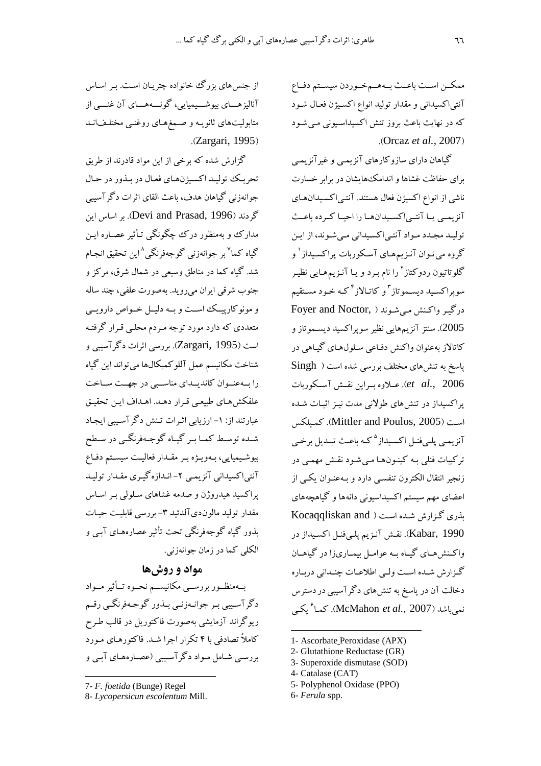ممکن است باعث به‌هم‌خوردن سیستم دفاع آنتی‌اکسیدانی و مقدار تولید انواع اکسیژن فعال شود که در نهایت باعث بروز تنش اکسیداسیونی می‌شود (Orcaz *et al.*, 2007).

گیاهان دارای سازوکارهای آنزیمی و غیرآنزیمی برای حفاظت غشاها و اندامک‌هایشان در برابر خسارت ناشی از انواع اکسیژن فعال هستند. آنتی‌اکسیدان‌های آنزیمی یا آنتی‌اکسیدان‌ها را احیا کرده باعث تولید مجدد مواد آنتی‌اکسیدانی می‌شوند، از این گروه می‌توان آنزیم‌های آسکوربات پراکسیداز[1] و گلوتاتیون ردوکتاز[2] را نام برد و یا آنزیم‌هایی نظیر سوپراکسید دیسموتاز[3] و کاتالاز[4] که خود مستقیم درگیر واکنش می‌شوند (Foyer and Noctor, 2005). سنتز آنزیم‌هایی نظیر سوپراکسید دیسموتاز و کاتالاز به‌عنوان واکنش دفاعی سلول‌های گیاهی در پاسخ به تنش‌های مختلف بررسی شده است (Singh *et al.*, 2006). علاوه براین نقش آسکوربات پراکسیداز در تنش‌های طولانی مدت نیز اثبات شده است (Mittler and Poulos, 2005). کمپلکس آنزیمی پلی‌فنل اکسیداز[5] که باعث تبدیل برخی ترکیبات فنلی به کینون‌ها می‌شود نقش مهمی در زنجیر انتقال الکترون تنفسی دارد و به‌عنوان یکی از اعضای مهم سیستم اکسیداسیونی دانه‌ها و گیاهچه‌های بذری گزارش شده است (Kocaqqliskan and Kabar, 1990). نقش آنزیم پلی‌فنل اکسیداز در واکنش‌های گیاه به عوامل بیماری‌زا در گیاهان گزارش شده است ولی اطلاعات چندانی درباره دخالت آن در پاسخ به تنش‌های دگرآسیبی در دسترس نمی‌باشد (McMahon *et al.*, 2007). کما[6] یکی از جنس‌های بزرگ خانواده چتریان است. بر اساس آنالیزهای بیوشیمیایی، گونه‌های آن غنی از متابولیت‌های ثانویه و صمغ‌های روغنی مختلف‌اند (Zargari, 1995).

گزارش شده که برخی از این مواد قادرند از طریق تحریک تولید اکسیژن‌های فعال در بذور در حال جوانه‌زنی گیاهان هدف، باعث القای اثرات دگرآسیبی گردند (Devi and Prasad, 1996). بر اساس این مدارک و به‌منظور درک چگونگی تأثیر عصاره این گیاه کما[7] بر جوانه‌زنی گوجه‌فرنگی[8] این تحقیق انجام شد. گیاه کما در مناطق وسیعی در شمال شرق، مرکز و جنوب شرقی ایران می‌روید. به‌صورت علفی، چند ساله و مونوکارپیک است و به دلیل خواص دارویی متعددی که دارد مورد توجه مردم محلی قرار گرفته است (Zargari, 1995). بررسی اثرات دگرآسیبی و شناخت مکانیسم عمل آللوکمیکال‌ها می‌تواند این گیاه را به‌عنوان کاندیدای مناسبی در جهت ساخت علفکش‌های طبیعی قرار دهد. اهداف این تحقیق عبارتند از: ۱- ارزیابی اثرات تنش دگرآسیبی ایجاد شده توسط کما بر گیاه گوجه‌فرنگی در سطح بیوشیمیایی، به‌ویژه بر مقدار فعالیت سیستم دفاع آنتی‌اکسیدانی آنزیمی ۲- اندازه‌گیری مقدار تولید پراکسید هیدروژن و صدمه غشاهای سلولی بر اساس مقدار تولید مالون‌دی‌آلدئید ۳- بررسی قابلیت حیات بذور گیاه گوجه‌فرنگی تحت تأثیر عصاره‌های آبی و الکلی کما در زمان جوانه‌زنی.

## مواد و روش‌ها

به‌منظور بررسی مکانیسم نحوه تأثیر مواد دگرآسیبی بر جوانه‌زنی بذور گوجه‌فرنگی رقم ریوگراند آزمایشی به‌صورت فاکتوریل در قالب طرح کاملاً تصادفی با ۴ تکرار اجرا شد. فاکتورهای مورد بررسی شامل مواد دگرآسیبی (عصاره‌های آبی و

---

1- Ascorbate Peroxidase (APX)
2- Glutathione Reductase (GR)
3- Superoxide dismutase (SOD)
4- Catalase (CAT)
5- Polyphenol Oxidase (PPO)
6- *Ferula* spp.
7- *F. foetida* (Bunge) Regel
8- *Lycopersicun escolentum* Mill.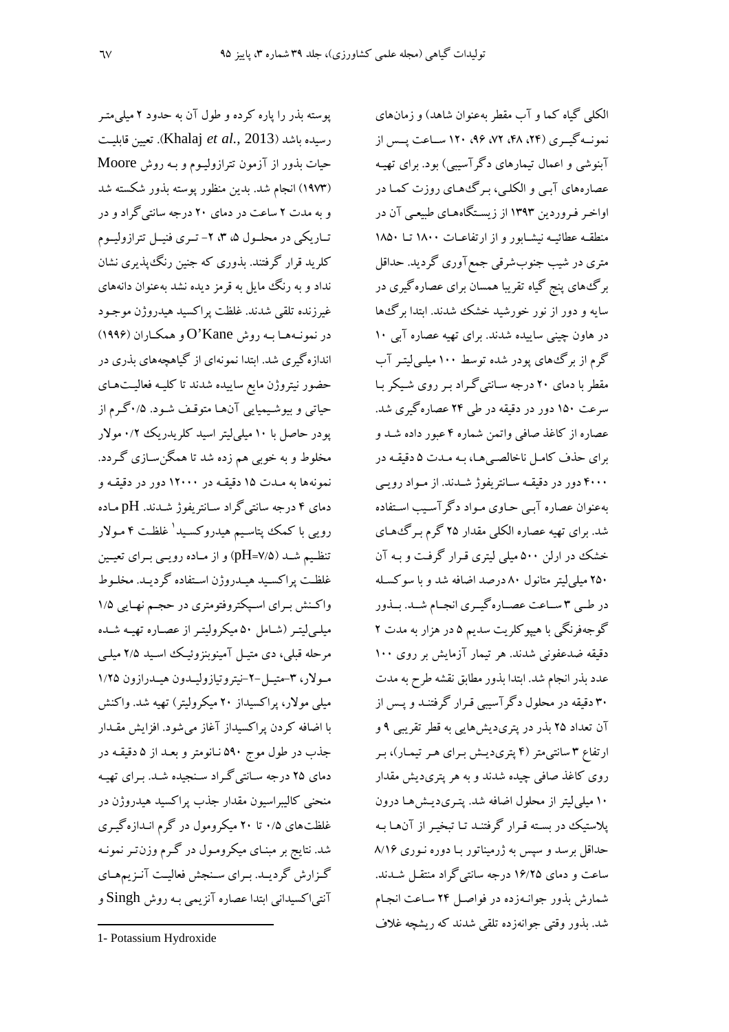الکلی گیاه کما و آب مقطر به‌عنوان شاهد) و زمان‌های نمونـه‌گیـری (۲۴، ۴۸، ۷۲، ۹۶، ۱۲۰ سـاعت پـس از آبنوشی و اعمال تیمارهای دگرآسیبی) بود. برای تهیـه عصاره‌های آبـی و الکلـی، بـرگ‌هـای روزت کمـا در اواخـر فـروردین ۱۳۹۳ از زیسـتگاه‌هـای طبیعـی آن در منطقـه عطائیـه نیشـابور و از ارتفاعـات ۱۸۰۰ تـا ۱۸۵۰ متری در شیب جنوب‌شرقی جمع‌آوری گردید. حداقل برگ‌های پنج گیاه تقریبا همسان برای عصاره‌گیری در سایه و دور از نور خورشید خشک شدند. ابتدا برگ‌ها در هاون چینی ساییده شدند. برای تهیه عصاره آبی ۱۰ گرم از برگ‌های پودر شده توسط ۱۰۰ میلـی‌لیتـر آب مقطر با دمای ۲۰ درجه سـانتی‌گـراد بـر روی شـیکر بـا سرعت ۱۵۰ دور در دقیقه در طی ۲۴ عصاره‌گیری شد. عصاره از کاغذ صافی واتمن شماره ۴ عبور داده شـد و برای حذف کامـل ناخالصـی‌هـا، بـه مـدت ۵ دقیقـه در ۴۰۰۰ دور در دقیقـه سـانتریفوژ شـدند. از مـواد رویـی به‌عنوان عصاره آبـی حـاوی مـواد دگرآسـیب اسـتفاده شد. برای تهیه عصاره الکلی مقدار ۲۵ گرم بـرگ‌هـای خشک در ارلن ۵۰۰ میلی لیتری قـرار گرفـت و بـه آن ۲۵۰ میلی‌لیتر متانول ۸۰ درصد اضافه شد و با سوکسـله در طـی ۳ سـاعت عصـاره‌گیـری انجـام شـد. بـذور گوجه‌فرنگی با هیپوکلریت سدیم ۵ در هزار به مدت ۲ دقیقه ضدعفونی شدند. هر تیمار آزمایش بر روی ۱۰۰ عدد بذر انجام شد. ابتدا بذور مطابق نقشه طرح به مدت ۳۰ دقیقه در محلول دگرآسیبی قـرار گرفتنـد و پـس از آن تعداد ۲۵ بذر در پتری‌دیش‌هایی به قطر تقریبی ۹ و ارتفاع ۳ سانتی‌متر (۴ پتری‌دیـش بـرای هـر تیمـار)، بـر روی کاغذ صافی چیده شدند و به هر پتری‌دیش مقدار ۱۰ میلی‌لیتر از محلول اضافه شد. پتـری‌دیـش‌هـا درون پلاستیک در بسـته قـرار گرفتنـد تـا تبخیـر از آن‌هـا بـه حداقل برسد و سپس به ژرمیناتور بـا دوره نـوری ۸/۱۶ ساعت و دمای ۱۶/۲۵ درجه سانتی‌گراد منتقـل شـدند. شمارش بذور جوانـه‌زده در فواصـل ۲۴ سـاعت انجـام شد. بذور وقتی جوانه‌زده تلقی شدند که ریشچه غلاف پوسته بذر را پاره کرده و طول آن به حدود ۲ میلی‌متـر رسیده باشد (Khalaj *et al.*, 2013). تعیین قابلیـت حیات بذور از آزمون تترازولیـوم و بـه روش Moore (۱۹۷۳) انجام شد. بدین منظور پوسته بذور شکسته شد و به مدت ۲ ساعت در دمای ۲۰ درجه سانتی‌گراد و در تـاریکی در محلـول ۵، ۳، ۲- تـری فنیـل تترازولیـوم کلرید قرار گرفتند. بذوری که جنین رنگ‌پذیری نشان نداد و به رنگ مایل به قرمز دیده نشد به‌عنوان دانه‌های غیرزنده تلقی شدند. غلظت پراکسید هیدروژن موجـود در نمونـه‌هـا بـه روش O'Kane و همکـاران (۱۹۹۶) اندازه‌گیری شد. ابتدا نمونه‌ای از گیاهچه‌های بذری در حضور نیتروژن مایع ساییده شدند تا کلیـه فعالیـت‌هـای حیاتی و بیوشـیمیایی آن‌هـا متوقـف شـود. ۰/۵گـرم از پودر حاصل با ۱۰ میلی‌لیتر اسید کلریدریک ۰/۲ مولار مخلوط و به خوبی هم زده شد تا همگن‌سـازی گـردد. نمونه‌ها به مـدت ۱۵ دقیقـه در ۱۲۰۰۰ دور در دقیقـه و دمای ۴ درجه سانتی‌گراد سـانتریفوژ شـدند. pH مـاده رویی با کمک پتاسـیم هیدروکسـید[1] غلظـت ۴ مـولار تنظـیم شـد (pH=۷/۵) و از مـاده رویـی بـرای تعیـین غلظـت پراکسـید هیـدروژن اسـتفاده گردیـد. مخلـوط واکـنش بـرای اسـپکتروفتومتری در حجـم نهـایی ۱/۵ میلـی‌لیتـر (شـامل ۵۰ میکرولیتـر از عصـاره تهیـه شـده مرحله قبلی، دی متیـل آمینوبنزوئیـک اسـید ۲/۵ میلـی مـولار، ۳-متیـل-۲-نیتروتیازولیـدون هیـدرازون ۱/۲۵ میلی مولار، پراکسیداز ۲۰ میکرولیتر) تهیه شد. واکنش با اضافه کردن پراکسیداز آغاز می‌شود. افزایش مقـدار جذب در طول موج ۵۹۰ نـانومتر و بعـد از ۵ دقیقـه در دمای ۲۵ درجه سـانتی‌گـراد سـنجیده شـد. بـرای تهیـه منحنی کالیبراسیون مقدار جذب پراکسید هیدروژن در غلظت‌های ۰/۵ تا ۲۰ میکرومول در گرم انـدازه‌گیـری شد. نتایج بر مبنـای میکرومـول در گـرم وزن‌تـر نمونـه گـزارش گردیـد. بـرای سـنجش فعالیـت آنـزیم‌هـای آنتی‌اکسیدانی ابتدا عصاره آنزیمی بـه روش Singh و

1- Potassium Hydroxide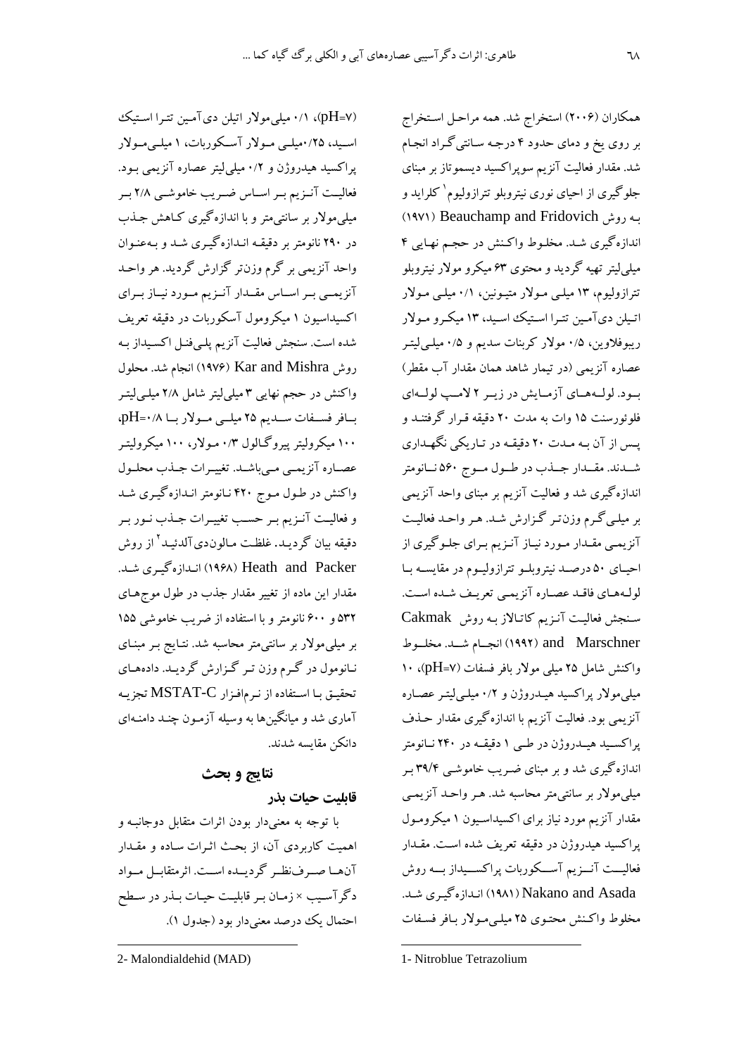همکاران (۲۰۰۶) استخراج شد. همه مراحل استخراج بر روی یخ و دمای حدود ۴ درجه سانتی‌گراد انجام شد. مقدار فعالیت آنزیم سوپراکسید دیسموتاز بر مبنای جلوگیری از احیای نوری نیتروبلو تترازولیوم[1] کلراید و به روش Beauchamp and Fridovich (۱۹۷۱) اندازه‌گیری شد. مخلوط واکنش در حجم نهایی ۴ میلی‌لیتر تهیه گردید و محتوی ۶۳ میکرو مولار نیتروبلو تترازولیوم، ۱۳ میلی مولار متیونین، ۰/۱ میلی مولار اتیلن دی‌آمین تترا استیک اسید، ۱۳ میکرو مولار ریبوفلاوین، ۰/۵ مولار کربنات سدیم و ۰/۵ میلی‌لیتر عصاره آنزیمی (در تیمار شاهد همان مقدار آب مقطر) بود. لوله‌های آزمایش در زیر ۲ لامپ لوله‌ای فلوئورسنت ۱۵ وات به مدت ۲۰ دقیقه قرار گرفتند و پس از آن به مدت ۲۰ دقیقه در تاریکی نگهداری شدند. مقدار جذب در طول موج ۵۶۰ نانومتر اندازه‌گیری شد و فعالیت آنزیم بر مبنای واحد آنزیمی بر میلی‌گرم وزن‌تر گزارش شد. هر واحد فعالیت آنزیمی مقدار مورد نیاز آنزیم برای جلوگیری از احیای ۵۰ درصد نیتروبلو تترازولیوم در مقایسه با لوله‌های فاقد عصاره آنزیمی تعریف شده است. سنجش فعالیت آنزیم کاتالاز به روش Cakmak and Marschner (۱۹۹۲) انجام شد. مخلوط واکنش شامل ۲۵ میلی مولار بافر فسفات (pH=۷)، ۱۰ میلی‌مولار پراکسید هیدروژن و ۰/۲ میلی‌لیتر عصاره آنزیمی بود. فعالیت آنزیم با اندازه‌گیری مقدار حذف پراکسید هیدروژن در طی ۱ دقیقه در ۲۴۰ نانومتر اندازه‌گیری شد و بر مبنای ضریب خاموشی ۳۹/۴ بر میلی‌مولار بر سانتی‌متر محاسبه شد. هر واحد آنزیمی مقدار آنزیم مورد نیاز برای اکسیداسیون ۱ میکرومول پراکسید هیدروژن در دقیقه تعریف شده است. مقدار فعالیت آنزیم آسکوربات پراکسیداز به روش Nakano and Asada (۱۹۸۱) اندازه‌گیری شد. مخلوط واکنش محتوی ۲۵ میلی‌مولار بافر فسفات (pH=۷)، ۰/۱ میلی‌مولار اتیلن دی‌آمین تترا استیک اسید، ۰/۲۵میلی مولار آسکوربات، ۱ میلی‌مولار پراکسید هیدروژن و ۰/۲ میلی‌لیتر عصاره آنزیمی بود. فعالیت آنزیم بر اساس ضریب خاموشی ۲/۸ بر میلی‌مولار بر سانتی‌متر و با اندازه‌گیری کاهش جذب در ۲۹۰ نانومتر بر دقیقه اندازه‌گیری شد و به‌عنوان واحد آنزیمی بر گرم وزن‌تر گزارش گردید. هر واحد آنزیمی بر اساس مقدار آنزیم مورد نیاز برای اکسیداسیون ۱ میکرومول آسکوربات در دقیقه تعریف شده است. سنجش فعالیت آنزیم پلی‌فنل اکسیداز به روش Kar and Mishra (۱۹۷۶) انجام شد. محلول واکنش در حجم نهایی ۳ میلی‌لیتر شامل ۲/۸ میلی‌لیتر بافر فسفات سدیم ۲۵ میلی مولار با pH=۰/۸، ۱۰۰ میکرولیتر پیروگالول ۰/۳ مولار، ۱۰۰ میکرولیتر عصاره آنزیمی می‌باشد. تغییرات جذب محلول واکنش در طول موج ۴۲۰ نانومتر اندازه‌گیری شد و فعالیت آنزیم بر حسب تغییرات جذب نور بر دقیقه بیان گردید. غلظت مالون‌دی‌آلدئید[2] از روش Heath and Packer (۱۹۶۸) اندازه‌گیری شد. مقدار این ماده از تغییر مقدار جذب در طول موج‌های ۵۳۲ و ۶۰۰ نانومتر و با استفاده از ضریب خاموشی ۱۵۵ بر میلی‌مولار بر سانتی‌متر محاسبه شد. نتایج بر مبنای نانومول در گرم وزن تر گزارش گردید. داده‌های تحقیق با استفاده از نرم‌افزار MSTAT-C تجزیه آماری شد و میانگین‌ها به وسیله آزمون چند دامنه‌ای دانکن مقایسه شدند.

## نتایج و بحث

### قابلیت حیات بذر

با توجه به معنی‌دار بودن اثرات متقابل دوجانبه و اهمیت کاربردی آن، از بحث اثرات ساده و مقدار آن‌ها صرف‌نظر گردیده است. اثرمتقابل مواد دگرآسیب × زمان بر قابلیت حیات بذر در سطح احتمال یک درصد معنی‌دار بود (جدول ۱).

---

1- Nitroblue Tetrazolium

2- Malondialdehid (MAD)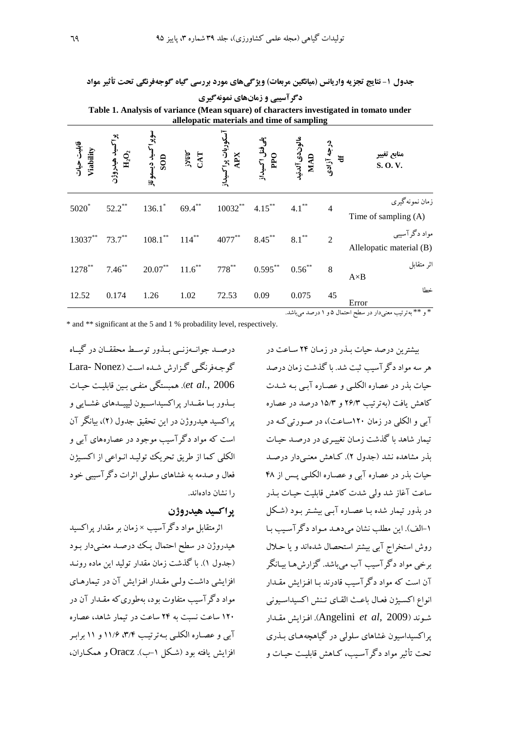**جدول ۱- نتایج تجزیه واریانس (میانگین مربعات) ویژگی‌های مورد بررسی گیاه گوجه‌فرنگی تحت تأثیر مواد دگرآسیبی و زمان‌های نمونه‌گیری**

**Table 1. Analysis of variance (Mean square) of characters investigated in tomato under allelopatic materials and time of sampling**

| منابع تغییر S. O. V. | درجه آزادی df | مالون‌دی‌آلدئید MAD | پلی‌فنل اکسیداز PPO | آسکوربات پراکسیداز APX | کاتالاز CAT | سوپراکسید دیسموتاز SOD | پراکسید هیدروژن $H_2O_2$ | قابلیت حیات Viability |
|---|---|---|---|---|---|---|---|---|
| زمان نمونه‌گیری Time of sampling (A) | 4 | $4.1^{**}$ | $4.15^{**}$ | $10032^{**}$ | $69.4^{**}$ | $136.1^{*}$ | $52.2^{**}$ | $5020^{*}$ |
| مواد دگرآسیبی Allelopatic material (B) | 2 | $8.1^{**}$ | $8.45^{**}$ | $4077^{**}$ | $114^{**}$ | $108.1^{**}$ | $73.7^{**}$ | $13037^{**}$ |
| اثر متقابل A×B | 8 | $0.56^{**}$ | $0.595^{**}$ | $778^{**}$ | $11.6^{**}$ | $20.07^{**}$ | $7.46^{**}$ | $1278^{**}$ |
| خطا Error | 45 | 0.075 | 0.09 | 72.53 | 1.02 | 1.26 | 0.174 | 12.52 |

* و ** به‌ترتیب معنی‌دار در سطح احتمال ۵ و ۱ درصد می‌باشد.

* and ** significant at the 5 and 1 % probadility level, respectively.

بیشترین درصد حیات بذر در زمان ۲۴ ساعت در هر سه مواد دگرآسیب ثبت شد. با گذشت زمان درصد حیات بذر در عصاره الکلی و عصاره آبی به شدت کاهش یافت (به‌ترتیب ۲۶/۳ و ۱۵/۳ درصد در عصاره آبی و الکلی در زمان ۱۲۰ساعت)، در صورتی‌که در تیمار شاهد با گذشت زمان تغییری در درصد حیات بذر مشاهده نشد (جدول ۲). کاهش معنی‌دار درصد حیات بذر در عصاره آبی و عصاره الکلی پس از ۴۸ ساعت آغاز شد ولی شدت کاهش قابلیت حیات بذر در بذور تیمار شده با عصاره آبی بیشتر بود (شکل ۱-الف). این مطلب نشان می‌دهد مواد دگرآسیب با روش استخراج آبی بیشتر استحصال شده‌اند و یا حلال برخی مواد دگرآسیب آب می‌باشد. گزارش‌ها بیانگر آن است که مواد دگرآسیب قادرند با افزایش مقدار انواع اکسیژن فعال باعث القای تنش اکسیداسیونی شوند (Angelini *et al,* 2009). افزایش مقدار پراکسیداسیون غشاهای سلولی در گیاهچه‌های بذری تحت تأثیر مواد دگرآسیب، کاهش قابلیت حیات و درصد جوانه‌زنی بذور توسط محققان در گیاه گوجه‌فرنگی گزارش شده است (Lara- Nonez *et al.,* 2006). همبستگی منفی بین قابلیت حیات بذور با مقدار پراکسیداسیون لیپیدهای غشایی و پراکسید هیدروژن در این تحقیق جدول (۲)، بیانگر آن است که مواد دگرآسیب موجود در عصاره‌های آبی و الکلی کما از طریق تحریک تولید انواعی از اکسیژن فعال و صدمه به غشاهای سلولی اثرات دگرآسیبی خود را نشان داده‌اند.

## پراکسید هیدروژن

اثرمتقابل مواد دگرآسیب × زمان بر مقدار پراکسید هیدروژن در سطح احتمال یک درصد معنی‌دار بود (جدول ۱). با گذشت زمان مقدار تولید این ماده روند افزایشی داشت ولی مقدار افزایش آن در تیمارهای مواد دگرآسیب متفاوت بود، به‌طوری‌که مقدار آن در ۱۲۰ ساعت نسبت به ۲۴ ساعت در تیمار شاهد، عصاره آبی و عصاره الکلی به‌ترتیب ۳/۴، ۱۱/۶ و ۱۱ برابر افزایش یافته بود (شکل ۱-ب). Oracz و همکاران،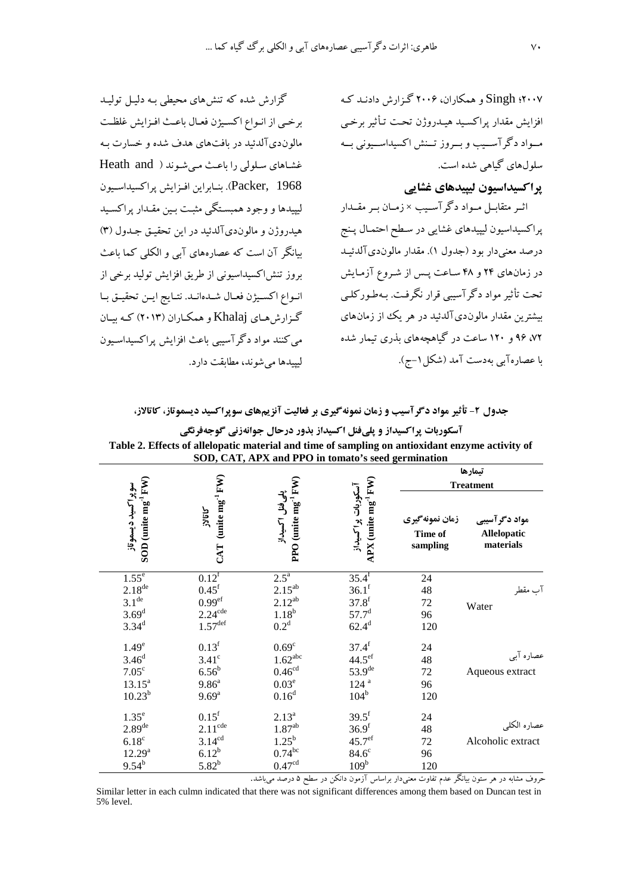۲۰۰۷؛ Singh و همکاران، ۲۰۰۶ گزارش دادند که افزایش مقدار پراکسید هیدروژن تحت تأثیر برخی مواد دگرآسیب و بروز تنش اکسیداسیونی به سلول‌های گیاهی شده است.

## پراکسیداسیون لیپیدهای غشایی

اثر متقابل مواد دگرآسیب × زمان بر مقدار پراکسیداسیون لیپیدهای غشایی در سطح احتمال پنج درصد معنی‌دار بود (جدول ۱). مقدار مالون‌دی‌آلدئید در زمان‌های ۲۴ و ۴۸ ساعت پس از شروع آزمایش تحت تأثیر مواد دگرآسیبی قرار نگرفت. به‌طورکلی بیشترین مقدار مالون‌دی‌آلدئید در هر یک از زمان‌های ۷۲، ۹۶ و ۱۲۰ ساعت در گیاهچه‌های بذری تیمار شده با عصاره‌آبی به‌دست آمد (شکل ۱-ج).

گزارش شده که تنش‌های محیطی به دلیل تولید برخی از انواع اکسیژن فعال باعث افزایش غلظت مالون‌دی‌آلدئید در بافت‌های هدف شده و خسارت به غشاهای سلولی را باعث می‌شوند (Heath and Packer, 1968). بنابراین افزایش پراکسیداسیون لیپیدها و وجود همبستگی مثبت بین مقدار پراکسید هیدروژن و مالون‌دی‌آلدئید در این تحقیق جدول (۳) بیانگر آن است که عصاره‌های آبی و الکلی کما باعث بروز تنش‌اکسیداسیونی از طریق افزایش تولید برخی از انواع اکسیژن فعال شده‌اند. نتایج این تحقیق با گزارش‌های Khalaj و همکاران (۲۰۱۳) که بیان می‌کنند مواد دگرآسیبی باعث افزایش پراکسیداسیون لیپیدها می‌شوند، مطابقت دارد.

**جدول ۲- تأثیر مواد دگرآسیب و زمان نمونه‌گیری بر فعالیت آنزیم‌های سوپراکسید دیسموتاز، کاتالاز، آسکوربات پراکسیداز و پلی‌فنل اکسیداز بذور درحال جوانه‌زنی گوجه‌فرنگی**

**Table 2. Effects of allelopatic material and time of sampling on antioxidant enzyme activity of SOD, CAT, APX and PPO in tomato's seed germination**

| تیمارها Treatment: مواد دگرآسیبی Allelopatic materials | زمان نمونه‌گیری Time of sampling | آسکوربات پراکسیداز APX (unite mg$^{-1}$ FW) | پلی‌فنل اکسیداز PPO (unite mg$^{-1}$ FW) | کاتالاز CAT (unite mg$^{-1}$ FW) | سوپراکسید دیسموتاز SOD (unite mg$^{-1}$ FW) |
|---|---|---|---|---|---|
| آب مقطر Water | 24 | 35.4$^{f}$ | 2.5$^{a}$ | 0.12$^{f}$ | 1.55$^{e}$ |
| | 48 | 36.1$^{f}$ | 2.15$^{ab}$ | 0.45$^{f}$ | 2.18$^{de}$ |
| | 72 | 37.8$^{f}$ | 2.12$^{ab}$ | 0.99$^{ef}$ | 3.1$^{de}$ |
| | 96 | 57.7$^{d}$ | 1.18$^{b}$ | 2.24$^{cde}$ | 3.69$^{d}$ |
| | 120 | 62.4$^{d}$ | 0.2$^{d}$ | 1.57$^{def}$ | 3.34$^{d}$ |
| عصاره آبی Aqueous extract | 24 | 37.4$^{f}$ | 0.69$^{c}$ | 0.13$^{f}$ | 1.49$^{e}$ |
| | 48 | 44.5$^{ef}$ | 1.62$^{abc}$ | 3.41$^{c}$ | 3.46$^{d}$ |
| | 72 | 53.9$^{de}$ | 0.46$^{cd}$ | 6.56$^{b}$ | 7.05$^{c}$ |
| | 96 | 124$^{a}$ | 0.03$^{e}$ | 9.86$^{a}$ | 13.15$^{a}$ |
| | 120 | 104$^{b}$ | 0.16$^{d}$ | 9.69$^{a}$ | 10.23$^{b}$ |
| عصاره الکلی Alcoholic extract | 24 | 39.5$^{f}$ | 2.13$^{a}$ | 0.15$^{f}$ | 1.35$^{e}$ |
| | 48 | 36.9$^{f}$ | 1.87$^{ab}$ | 2.11$^{cde}$ | 2.89$^{de}$ |
| | 72 | 45.7$^{ef}$ | 1.25$^{b}$ | 3.14$^{cd}$ | 6.18$^{c}$ |
| | 96 | 84.6$^{c}$ | 0.74$^{bc}$ | 6.12$^{b}$ | 12.29$^{a}$ |
| | 120 | 109$^{b}$ | 0.47$^{cd}$ | 5.82$^{b}$ | 9.54$^{b}$ |

حروف مشابه در هر ستون بیانگر عدم تفاوت معنی‌دار براساس آزمون دانکن در سطح ۵ درصد می‌باشد.

Similar letter in each culmn indicated that there was not significant differences among them based on Duncan test in 5% level.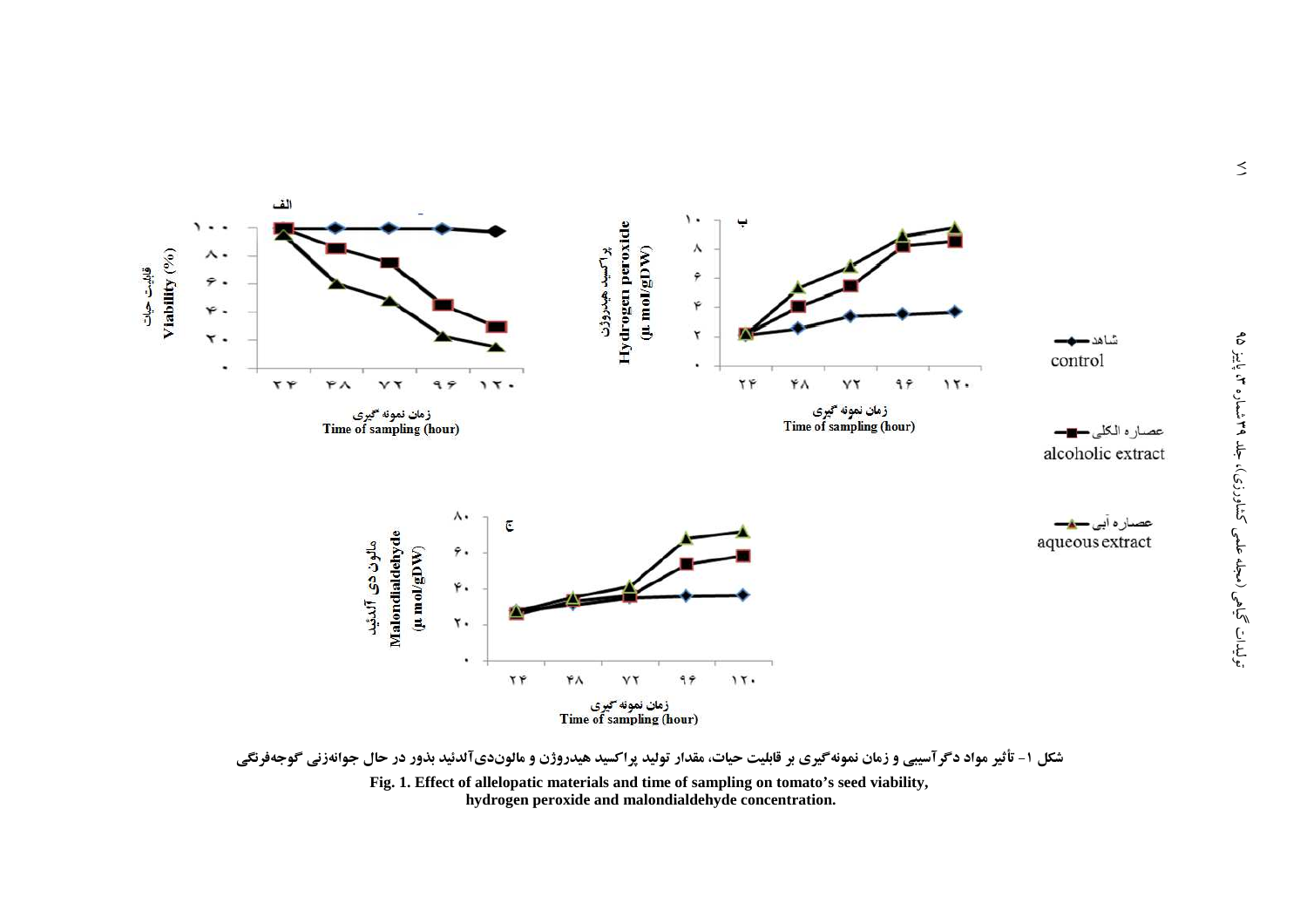شکل ۱- تأثیر مواد دگرآسیبی و زمان نمونه‌گیری بر قابلیت حیات، مقدار تولید پراکسید هیدروژن و مالون‌دی‌آلدئید بذور در حال جوانه‌زنی گوجه‌فرنگی

**Fig. 1. Effect of allelopatic materials and time of sampling on tomato's seed viability, hydrogen peroxide and malondialdehyde concentration.**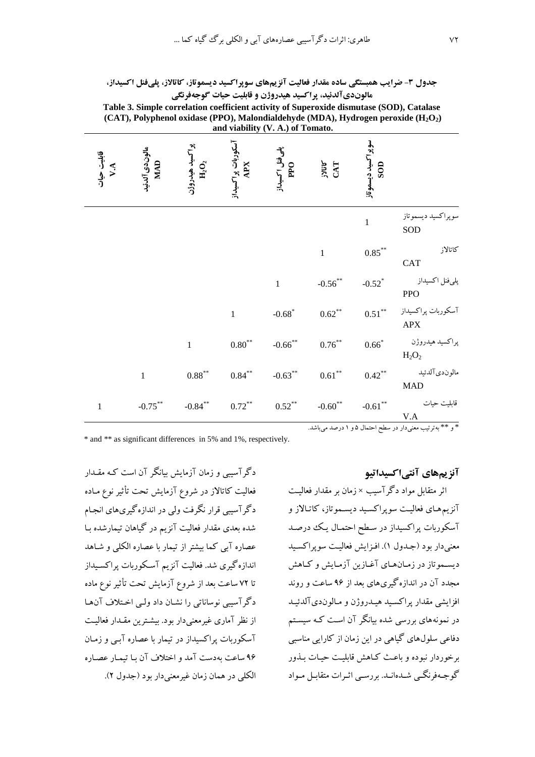**جدول ۳- ضرایب همبستگی ساده مقدار فعالیت آنزیم‌های سوپراکسید دیسموتاز، کاتالاز، پلی‌فنل اکسیداز، مالون‌دی‌آلدئید، پراکسید هیدروژن و قابلیت حیات گوجه‌فرنگی**

**Table 3. Simple correlation coefficient activity of Superoxide dismutase (SOD), Catalase (CAT), Polyphenol oxidase (PPO), Malondialdehyde (MDA), Hydrogen peroxide ($H_2O_2$) and viability (V. A.) of Tomato.**

| | سوپراکسید دیسموتاز SOD | کاتالاز CAT | پلی‌فنل اکسیداز PPO | آسکوربات پراکسیداز APX | پراکسید هیدروژن $H_2O_2$ | مالون‌دی‌آلدئید MAD | قابلیت حیات V.A |
|---|---|---|---|---|---|---|---|
| سوپراکسید دیسموتاز SOD | 1 | | | | | | |
| کاتالاز CAT | 0.85** | 1 | | | | | |
| پلی‌فنل اکسیداز PPO | -0.52* | -0.56** | 1 | | | | |
| آسکوربات پراکسیداز APX | 0.51** | 0.62** | -0.68* | 1 | | | |
| پراکسید هیدروژن $H_2O_2$ | 0.66* | 0.76** | -0.66** | 0.80** | 1 | | |
| مالون‌دی‌آلدئید MAD | 0.42** | 0.61** | -0.63** | 0.84** | 0.88** | 1 | |
| قابلیت حیات V.A | -0.61** | -0.60** | 0.52** | 0.72** | -0.84** | -0.75** | 1 |

* و ** به‌ترتیب معنی‌دار در سطح احتمال ۵ و ۱ درصد می‌باشد.

* and ** as significant differences in 5% and 1%, respectively.

### آنزیم‌های آنتی‌اکسیداتیو

اثر متقابل مواد دگرآسیب × زمان بر مقدار فعالیت آنزیم‌های فعالیت سوپراکسید دیسموتاز، کاتالاز و آسکوربات پراکسیداز در سطح احتمال یک درصد معنی‌دار بود (جدول ۱). افزایش فعالیت سوپراکسید دیسموتاز در زمان‌های آغازین آزمایش و کاهش مجدد آن در اندازه‌گیری‌های بعد از ۹۶ ساعت و روند افزایشی مقدار پراکسید هیدروژن و مالون‌دی‌آلدئید در نمونه‌های بررسی شده بیانگر آن است که سیستم دفاعی سلول‌های گیاهی در این زمان از کارایی مناسبی برخوردار نبوده و باعث کاهش قابلیت حیات بذور گوجه‌فرنگی شده‌اند. بررسی اثرات متقابل مواد دگرآسیبی و زمان آزمایش بیانگر آن است که مقدار فعالیت کاتالاز در شروع آزمایش تحت تأثیر نوع ماده دگرآسیبی قرار نگرفت ولی در اندازه‌گیری‌های انجام شده بعدی مقدار فعالیت آنزیم در گیاهان تیمارشده با عصاره آبی کما بیشتر از تیمار با عصاره الکلی و شاهد اندازه‌گیری شد. فعالیت آنزیم آسکوربات پراکسیداز تا ۷۲ ساعت بعد از شروع آزمایش تحت تأثیر نوع ماده دگرآسیبی نوساناتی را نشان داد ولی اختلاف آن‌ها از نظر آماری غیرمعنی‌دار بود. بیشترین مقدار فعالیت آسکوربات پراکسیداز در تیمار با عصاره آبی و زمان ۹۶ ساعت به‌دست آمد و اختلاف آن با تیمار عصاره الکلی در همان زمان غیرمعنی‌دار بود (جدول ۲).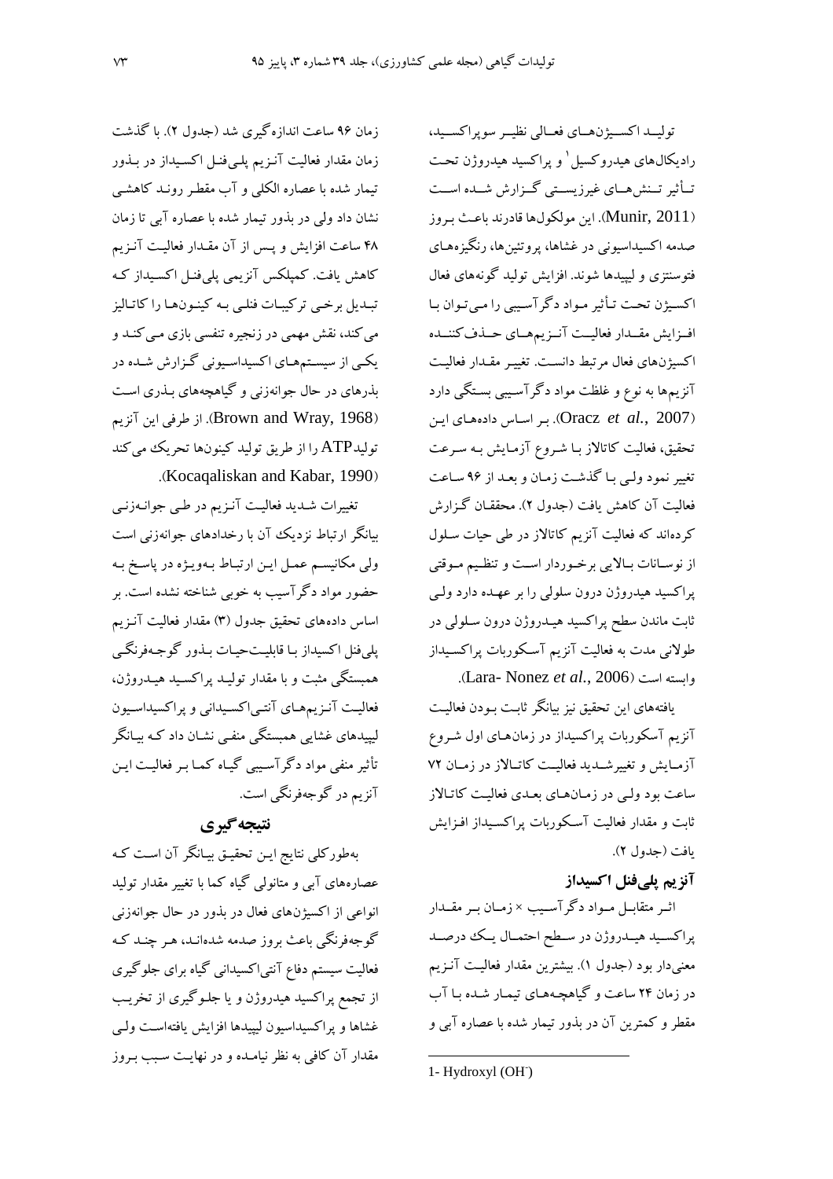تولیـد اکسـیژن‌هـای فعـالی نظیـر سوپراکسـید، رادیکال‌های هیدروکسیل[1] و پراکسید هیدروژن تحت تـأثیر تـنش‌هـای غیرزیسـتی گـزارش شـده اسـت (Munir, 2011). این مولکول‌ها قادرند باعـث بـروز صدمه اکسیداسیونی در غشاها، پروتئین‌ها، رنگیزه‌های فتوسنتزی و لیپیدها شوند. افزایش تولید گونه‌های فعال اکسیژن تحت تـأثیر مـواد دگرآسیبی را مـی‌تـوان بـا افـزایش مقـدار فعالیـت آنـزیم‌هـای حـذف‌کننـده اکسیژن‌های فعال مرتبط دانست. تغییـر مقـدار فعالیت آنزیم‌ها به نوع و غلظت مواد دگرآسیبی بستگی دارد (Oracz *et al.*, 2007). بـر اساس داده‌هـای ایـن تحقیق، فعالیت کاتالاز بـا شـروع آزمـایش بـه سـرعت تغییر نمود ولـی بـا گذشـت زمـان و بعـد از ۹۶ سـاعت فعالیت آن کاهش یافت (جدول ۲). محققـان گـزارش کرده‌اند که فعالیت آنزیم کاتالاز در طی حیات سـلول از نوسـانات بـالایی برخـوردار اسـت و تنظـیم مـوقتی پراکسید هیدروژن درون سلولی را بر عهـده دارد ولـی ثابت ماندن سطح پراکسید هیـدروژن درون سـلولی در طولانی مدت به فعالیت آنزیم آسـکوربات پراکسـیداز وابسته است (Lara- Nonez *et al.*, 2006).

یافته‌های این تحقیق نیز بیانگر ثابـت بـودن فعالیـت آنزیم آسکوربات پراکسیداز در زمان‌هـای اول شـروع آزمـایش و تغییرشـدید فعالیـت کاتـالاز در زمـان ۷۲ ساعت بود ولـی در زمـان‌هـای بعـدی فعالیـت کاتـالاز ثابت و مقدار فعالیت آسـکوربات پراکسـیداز افـزایش یافت (جدول ۲).

### آنزیم پلی‌فنل اکسیداز

اثـر متقابـل مـواد دگرآسـیب × زمـان بـر مقـدار پراکسـید هیـدروژن در سـطح احتمـال یـک درصـد معنی‌دار بود (جدول ۱). بیشترین مقدار فعالیـت آنـزیم در زمان ۲۴ ساعت و گیاهچـه‌هـای تیمـار شـده بـا آب مقطر و کمترین آن در بذور تیمار شده با عصاره آبی و زمان ۹۶ ساعت اندازه‌گیری شد (جدول ۲). با گذشت زمان مقدار فعالیت آنـزیم پلـی‌فنـل اکسـیداز در بـذور تیمار شده با عصاره الکلی و آب مقطـر رونـد کاهشـی نشان داد ولی در بذور تیمار شده با عصاره آبی تا زمان ۴۸ ساعت افزایش و پـس از آن مقـدار فعالیـت آنـزیم کاهش یافت. کمپلکس آنزیمی پلی‌فنـل اکسـیداز کـه تبـدیل برخـی ترکیبـات فنلـی بـه کینـون‌هـا را کاتـالیز می‌کند، نقش مهمی در زنجیره تنفسی بازی مـی‌کنـد و یکـی از سیسـتم‌هـای اکسیداسـیونی گـزارش شـده در بذرهای در حال جوانه‌زنی و گیاهچه‌های بـذری اسـت (Brown and Wray, 1968). از طرفی این آنزیم تولیدATP را از طریق تولید کینون‌ها تحریک می‌کند (Kocaqaliskan and Kabar, 1990).

تغییرات شـدید فعالیـت آنـزیم در طـی جوانـه‌زنـی بیانگر ارتباط نزدیک آن با رخدادهای جوانه‌زنی است ولی مکانیسـم عمـل ایـن ارتبـاط بـه‌ویـژه در پاسـخ بـه حضور مواد دگرآسیب به خوبی شناخته نشده است. بر اساس داده‌های تحقیق جدول (۳) مقدار فعالیت آنـزیم پلی‌فنل اکسیداز بـا قابلیـت‌حیـات بـذور گوجـه‌فرنگـی همبستگی مثبت و با مقدار تولیـد پراکسـید هیـدروژن، فعالیـت آنـزیم‌هـای آنتـی‌اکسـیدانی و پراکسیداسـیون لیپیدهای غشایی همبستگی منفـی نشـان داد کـه بیـانگر تأثیر منفی مواد دگرآسیبی گیـاه کمـا بـر فعالیـت ایـن آنزیم در گوجه‌فرنگی است.

## نتیجه‌گیری

به‌طورکلی نتایج ایـن تحقیـق بیـانگر آن اسـت کـه عصاره‌های آبی و متانولی گیاه کما با تغییر مقدار تولید انواعی از اکسیژن‌های فعال در بذور در حال جوانه‌زنی گوجه‌فرنگی باعث بروز صدمه شده‌انـد، هـر چنـد کـه فعالیت سیستم دفاع آنتی‌اکسیدانی گیاه برای جلوگیری از تجمع پراکسید هیدروژن و یا جلـوگیری از تخریـب غشاها و پراکسیداسیون لیپیدها افزایش یافته‌است ولـی مقدار آن کافی به نظر نیامـده و در نهایـت سـبب بـروز

---

1- Hydroxyl ($OH^-$)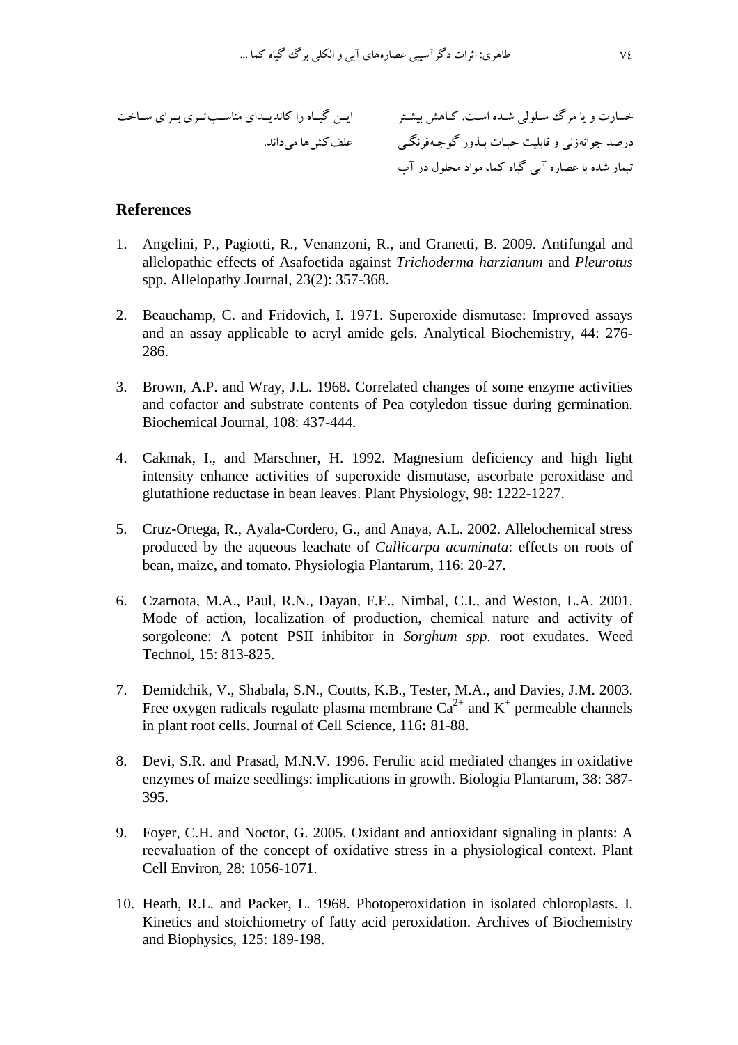خسارت و یا مرگ سلولی شده است. کاهش بیشتر درصد جوانه‌زنی و قابلیت حیات بذور گوجه‌فرنگی تیمار شده با عصاره آبی گیاه کما، مواد محلول در آب این گیاه را کاندیدای مناسب‌تری برای ساخت علف‌کش‌ها می‌داند.

## References

1. Angelini, P., Pagiotti, R., Venanzoni, R., and Granetti, B. 2009. Antifungal and allelopathic effects of Asafoetida against *Trichoderma harzianum* and *Pleurotus* spp. Allelopathy Journal, 23(2): 357-368.

2. Beauchamp, C. and Fridovich, I. 1971. Superoxide dismutase: Improved assays and an assay applicable to acryl amide gels. Analytical Biochemistry, 44: 276-286.

3. Brown, A.P. and Wray, J.L. 1968. Correlated changes of some enzyme activities and cofactor and substrate contents of Pea cotyledon tissue during germination. Biochemical Journal, 108: 437-444.

4. Cakmak, I., and Marschner, H. 1992. Magnesium deficiency and high light intensity enhance activities of superoxide dismutase, ascorbate peroxidase and glutathione reductase in bean leaves. Plant Physiology, 98: 1222-1227.

5. Cruz-Ortega, R., Ayala-Cordero, G., and Anaya, A.L. 2002. Allelochemical stress produced by the aqueous leachate of *Callicarpa acuminata*: effects on roots of bean, maize, and tomato. Physiologia Plantarum, 116: 20-27.

6. Czarnota, M.A., Paul, R.N., Dayan, F.E., Nimbal, C.I., and Weston, L.A. 2001. Mode of action, localization of production, chemical nature and activity of sorgoleone: A potent PSII inhibitor in *Sorghum spp*. root exudates. Weed Technol, 15: 813-825.

7. Demidchik, V., Shabala, S.N., Coutts, K.B., Tester, M.A., and Davies, J.M. 2003. Free oxygen radicals regulate plasma membrane $Ca^{2+}$ and $K^{+}$ permeable channels in plant root cells. Journal of Cell Science, 116**:** 81-88.

8. Devi, S.R. and Prasad, M.N.V. 1996. Ferulic acid mediated changes in oxidative enzymes of maize seedlings: implications in growth. Biologia Plantarum, 38: 387-395.

9. Foyer, C.H. and Noctor, G. 2005. Oxidant and antioxidant signaling in plants: A reevaluation of the concept of oxidative stress in a physiological context. Plant Cell Environ, 28: 1056-1071.

10. Heath, R.L. and Packer, L. 1968. Photoperoxidation in isolated chloroplasts. I. Kinetics and stoichiometry of fatty acid peroxidation. Archives of Biochemistry and Biophysics, 125: 189-198.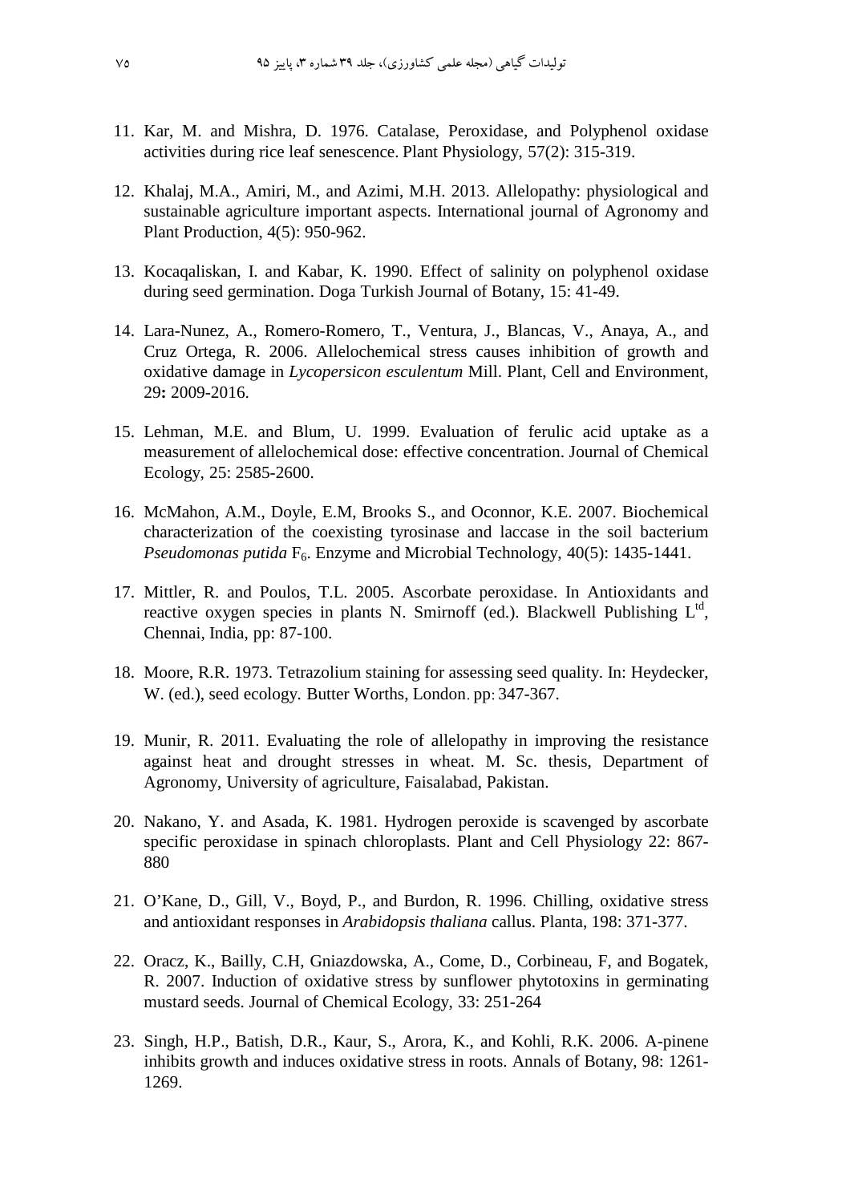11. Kar, M. and Mishra, D. 1976. Catalase, Peroxidase, and Polyphenol oxidase activities during rice leaf senescence. Plant Physiology, 57(2): 315-319.

12. Khalaj, M.A., Amiri, M., and Azimi, M.H. 2013. Allelopathy: physiological and sustainable agriculture important aspects. International journal of Agronomy and Plant Production, 4(5): 950-962.

13. Kocaqaliskan, I. and Kabar, K. 1990. Effect of salinity on polyphenol oxidase during seed germination. Doga Turkish Journal of Botany, 15: 41-49.

14. Lara-Nunez, A., Romero-Romero, T., Ventura, J., Blancas, V., Anaya, A., and Cruz Ortega, R. 2006. Allelochemical stress causes inhibition of growth and oxidative damage in *Lycopersicon esculentum* Mill. Plant, Cell and Environment, 29**:** 2009-2016.

15. Lehman, M.E. and Blum, U. 1999. Evaluation of ferulic acid uptake as a measurement of allelochemical dose: effective concentration. Journal of Chemical Ecology, 25: 2585-2600.

16. McMahon, A.M., Doyle, E.M, Brooks S., and Oconnor, K.E. 2007. Biochemical characterization of the coexisting tyrosinase and laccase in the soil bacterium *Pseudomonas putida* $F_6$. Enzyme and Microbial Technology, 40(5): 1435-1441.

17. Mittler, R. and Poulos, T.L. 2005. Ascorbate peroxidase. In Antioxidants and reactive oxygen species in plants N. Smirnoff (ed.). Blackwell Publishing L[td], Chennai, India, pp: 87-100.

18. Moore, R.R. 1973. Tetrazolium staining for assessing seed quality. In: Heydecker, W. (ed.), seed ecology. Butter Worths, London. pp: 347-367.

19. Munir, R. 2011. Evaluating the role of allelopathy in improving the resistance against heat and drought stresses in wheat. M. Sc. thesis, Department of Agronomy, University of agriculture, Faisalabad, Pakistan.

20. Nakano, Y. and Asada, K. 1981. Hydrogen peroxide is scavenged by ascorbate specific peroxidase in spinach chloroplasts. Plant and Cell Physiology 22: 867-880

21. O'Kane, D., Gill, V., Boyd, P., and Burdon, R. 1996. Chilling, oxidative stress and antioxidant responses in *Arabidopsis thaliana* callus. Planta, 198: 371-377.

22. Oracz, K., Bailly, C.H, Gniazdowska, A., Come, D., Corbineau, F, and Bogatek, R. 2007. Induction of oxidative stress by sunflower phytotoxins in germinating mustard seeds. Journal of Chemical Ecology, 33: 251-264

23. Singh, H.P., Batish, D.R., Kaur, S., Arora, K., and Kohli, R.K. 2006. A-pinene inhibits growth and induces oxidative stress in roots. Annals of Botany, 98: 1261-1269.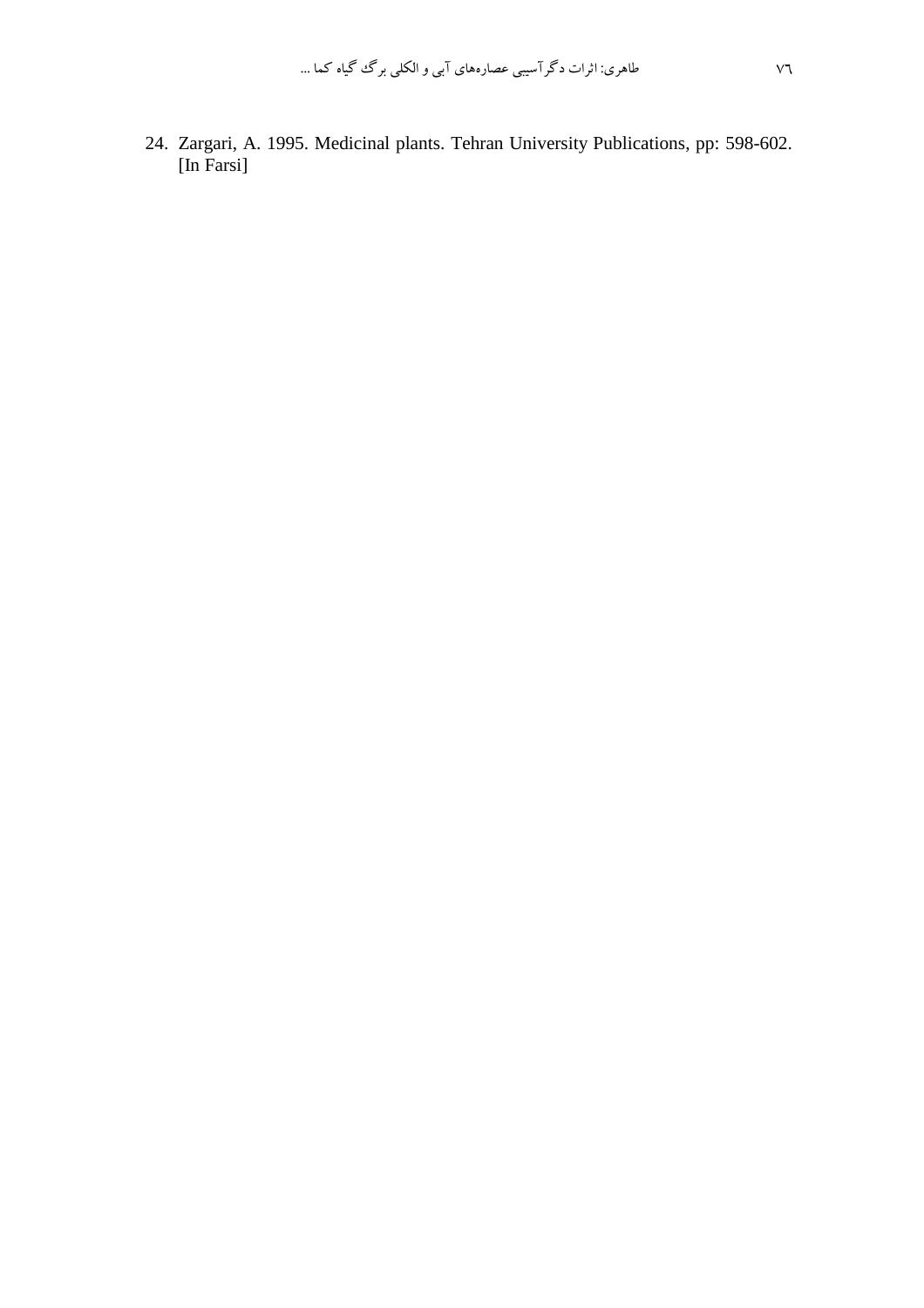24. Zargari, A. 1995. Medicinal plants. Tehran University Publications, pp: 598-602. [In Farsi]